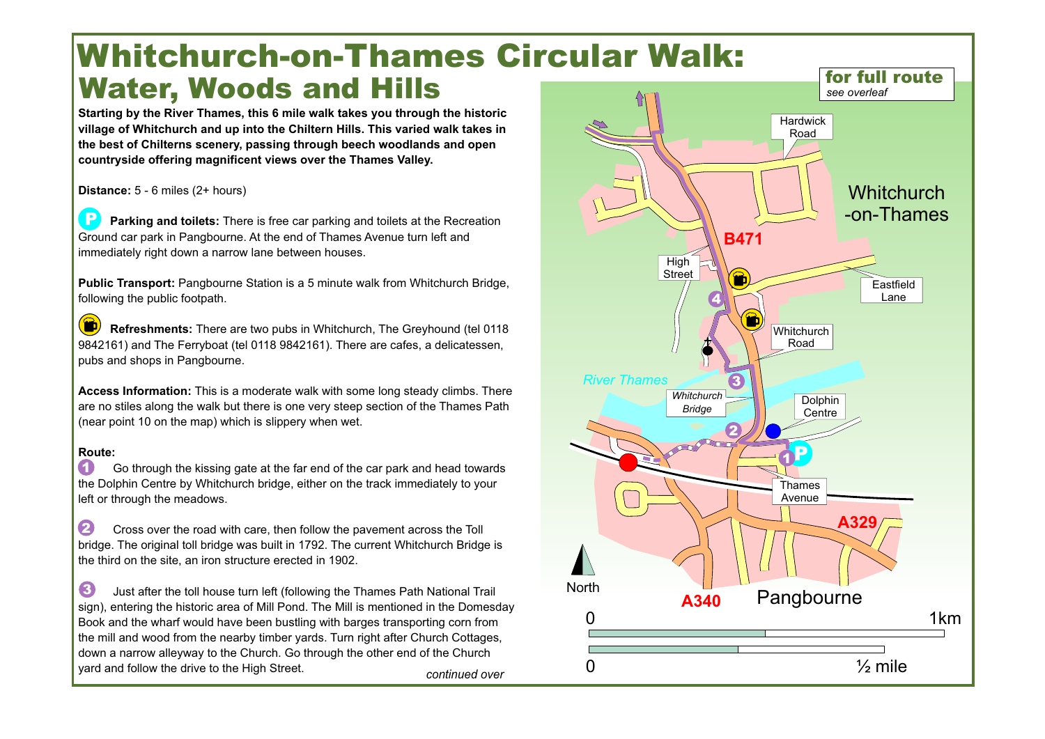# Whitchurch-on-Thames Circular Walk: Water, Woods and Hills

**Starting by the River Thames, this 6 mile walk takes you through the historic village of Whitchurch and up into the Chiltern Hills. This varied walk takes in the best of Chilterns scenery, passing through beech woodlands and open countryside offering magnificent views over the Thames Valley.**

**Distance:** 5 - 6 miles (2+ hours)

**Parking and toilets:** There is free car parking and toilets at the Recreation Ground car park in Pangbourne. At the end of Thames Avenue turn left and immediately right down a narrow lane between houses.

**Public Transport:** Pangbourne Station is a 5 minute walk from Whitchurch Bridge, following the public footpath.

**Refreshments:** There are two pubs in Whitchurch, The Greyhound (tel 0118 9842161) and The Ferryboat (tel 0118 9842161). There are cafes, a delicatessen, pubs and shops in Pangbourne.

**Access Information:** This is a moderate walk with some long steady climbs. There are no stiles along the walk but there is one very steep section of the Thames Path (near point 10 on the map) which is slippery when wet.

**Route:**

1. Go through the kissing gate at the far end of the car park and head towards the Dolphin Centre by Whitchurch bridge, either on the track immediately to your left or through the meadows.

2. Cross over the road with care, then follow the pavement across the Toll bridge. The original toll bridge was built in 1792. The current Whitchurch Bridge is the third on the site, an iron structure erected in 1902.

3. Just after the toll house turn left (following the Thames Path National Trail sign), entering the historic area of Mill Pond. The Mill is mentioned in the Domesday Book and the wharf would have been bustling with barges transporting corn from the mill and wood from the nearby timber yards. Turn right after Church Cottages, down a narrow alleyway to the Church. Go through the other end of the Church yard and follow the drive to the High Street.

*continued over*

**for full route**
*see overleaf*

Hardwick Road

Whitchurch -on-Thames

B471

High Street

Eastfield Lane

Whitchurch Road

River Thames

Whitchurch Bridge

Dolphin Centre

Thames Avenue

A329

A340

Pangbourne

North

0 — 1km

0 — ½ mile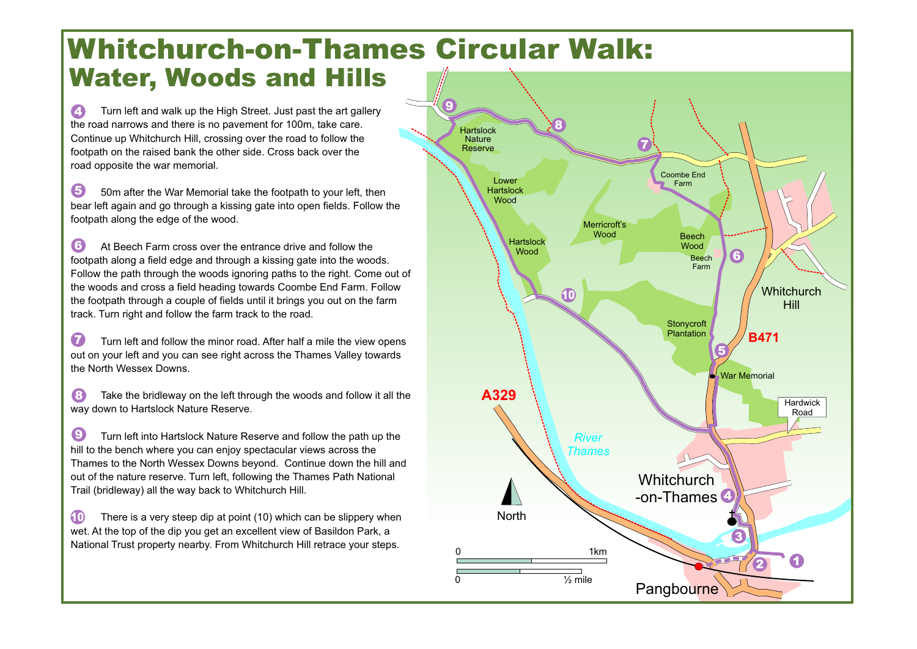# Whitchurch-on-Thames Circular Walk: Water, Woods and Hills

**4** Turn left and walk up the High Street. Just past the art gallery the road narrows and there is no pavement for 100m, take care. Continue up Whitchurch Hill, crossing over the road to follow the footpath on the raised bank the other side. Cross back over the road opposite the war memorial.

**5** 50m after the War Memorial take the footpath to your left, then bear left again and go through a kissing gate into open fields. Follow the footpath along the edge of the wood.

**6** At Beech Farm cross over the entrance drive and follow the footpath along a field edge and through a kissing gate into the woods. Follow the path through the woods ignoring paths to the right. Come out of the woods and cross a field heading towards Coombe End Farm. Follow the footpath through a couple of fields until it brings you out on the farm track. Turn right and follow the farm track to the road.

**7** Turn left and follow the minor road. After half a mile the view opens out on your left and you can see right across the Thames Valley towards the North Wessex Downs.

**8** Take the bridleway on the left through the woods and follow it all the way down to Hartslock Nature Reserve.

**9** Turn left into Hartslock Nature Reserve and follow the path up the hill to the bench where you can enjoy spectacular views across the Thames to the North Wessex Downs beyond. Continue down the hill and out of the nature reserve. Turn left, following the Thames Path National Trail (bridleway) all the way back to Whitchurch Hill.

**10** There is a very steep dip at point (10) which can be slippery when wet. At the top of the dip you get an excellent view of Basildon Park, a National Trust property nearby. From Whitchurch Hill retrace your steps.

9
8
7
Hartslock Nature Reserve
Lower Hartslock Wood
Hartslock Wood
Merricroft's Wood
Coombe End Farm
Beech Wood
Beech Farm
6
Whitchurch Hill
10
Stonycroft Plantation
B471
5
War Memorial
A329
Hardwick Road
River Thames
Whitchurch -on-Thames
4
North
3
0
1km
0
½ mile
2
1
Pangbourne